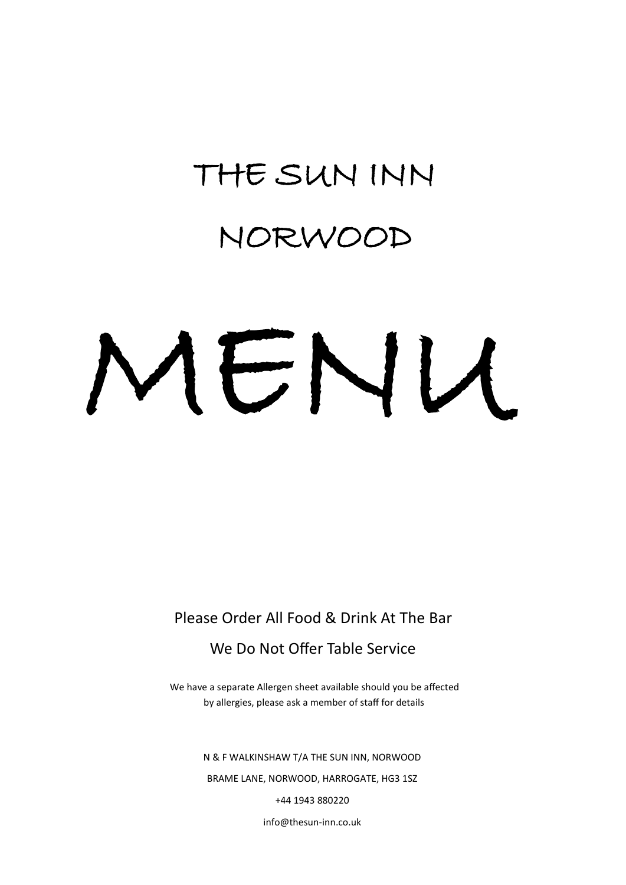# THE SUN INN

# NORWOOD

# MENU

Please Order All Food & Drink At The Bar

We Do Not Offer Table Service

We have a separate Allergen sheet available should you be affected by allergies, please ask a member of staff for details

N & F WALKINSHAW T/A THE SUN INN, NORWOOD

BRAME LANE, NORWOOD, HARROGATE, HG3 1SZ

+44 1943 880220

info@thesun-inn.co.uk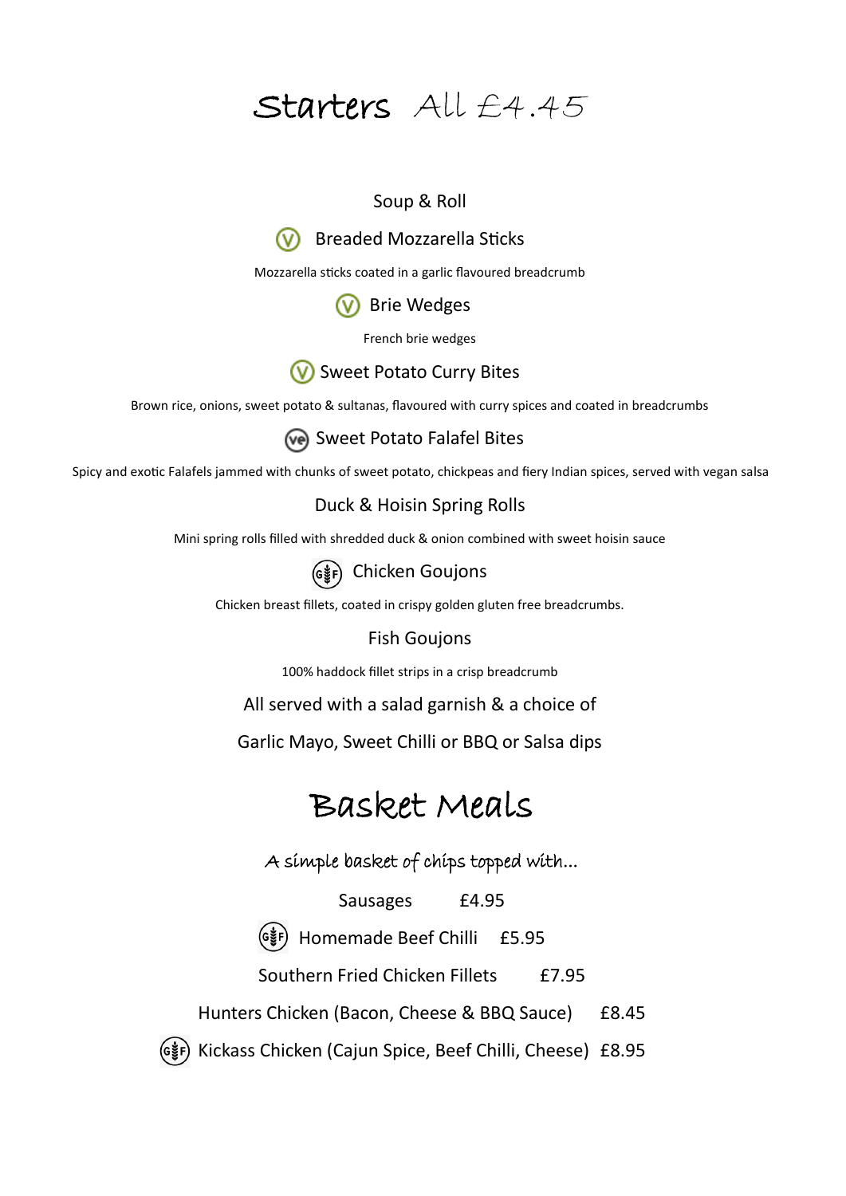# Starters All £4.45

Soup & Roll

(V) Breaded Mozzarella Sticks

Mozzarella sticks coated in a garlic flavoured breadcrumb

(V) Brie Wedges

French brie wedges

(V) Sweet Potato Curry Bites

Brown rice, onions, sweet potato & sultanas, flavoured with curry spices and coated in breadcrumbs

(ve) Sweet Potato Falafel Bites

Spicy and exotic Falafels jammed with chunks of sweet potato, chickpeas and fiery Indian spices, served with vegan salsa

Duck & Hoisin Spring Rolls

Mini spring rolls filled with shredded duck & onion combined with sweet hoisin sauce

(GF) Chicken Goujons

Chicken breast fillets, coated in crispy golden gluten free breadcrumbs.

Fish Goujons

100% haddock fillet strips in a crisp breadcrumb

All served with a salad garnish & a choice of

Garlic Mayo, Sweet Chilli or BBQ or Salsa dips

# Basket Meals

*A simple basket of chips topped with...*

Sausages £4.95

(GF) Homemade Beef Chilli £5.95

Southern Fried Chicken Fillets £7.95

Hunters Chicken (Bacon, Cheese & BBQ Sauce) £8.45

(GF) Kickass Chicken (Cajun Spice, Beef Chilli, Cheese) £8.95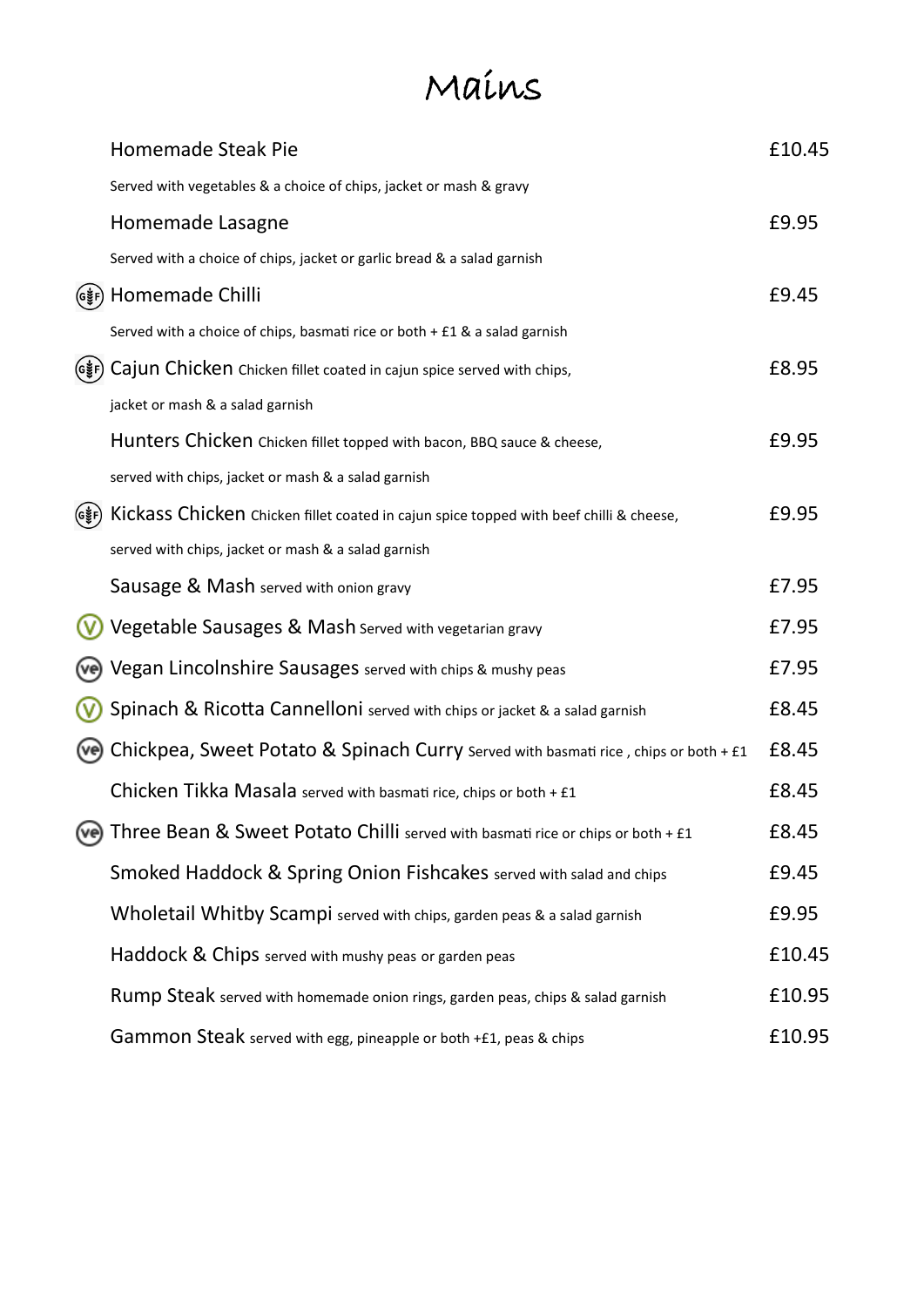# Mains

| Item | Price |
|---|---|
| Homemade Steak Pie<br>Served with vegetables & a choice of chips, jacket or mash & gravy | £10.45 |
| Homemade Lasagne<br>Served with a choice of chips, jacket or garlic bread & a salad garnish | £9.95 |
| (GF) Homemade Chilli<br>Served with a choice of chips, basmati rice or both + £1 & a salad garnish | £9.45 |
| (GF) Cajun Chicken Chicken fillet coated in cajun spice served with chips, jacket or mash & a salad garnish | £8.95 |
| Hunters Chicken Chicken fillet topped with bacon, BBQ sauce & cheese, served with chips, jacket or mash & a salad garnish | £9.95 |
| (GF) Kickass Chicken Chicken fillet coated in cajun spice topped with beef chilli & cheese, served with chips, jacket or mash & a salad garnish | £9.95 |
| Sausage & Mash served with onion gravy | £7.95 |
| (V) Vegetable Sausages & Mash Served with vegetarian gravy | £7.95 |
| (VE) Vegan Lincolnshire Sausages served with chips & mushy peas | £7.95 |
| (V) Spinach & Ricotta Cannelloni served with chips or jacket & a salad garnish | £8.45 |
| (VE) Chickpea, Sweet Potato & Spinach Curry Served with basmati rice , chips or both + £1 | £8.45 |
| Chicken Tikka Masala served with basmati rice, chips or both + £1 | £8.45 |
| (VE) Three Bean & Sweet Potato Chilli served with basmati rice or chips or both + £1 | £8.45 |
| Smoked Haddock & Spring Onion Fishcakes served with salad and chips | £9.45 |
| Wholetail Whitby Scampi served with chips, garden peas & a salad garnish | £9.95 |
| Haddock & Chips served with mushy peas or garden peas | £10.45 |
| Rump Steak served with homemade onion rings, garden peas, chips & salad garnish | £10.95 |
| Gammon Steak served with egg, pineapple or both +£1, peas & chips | £10.95 |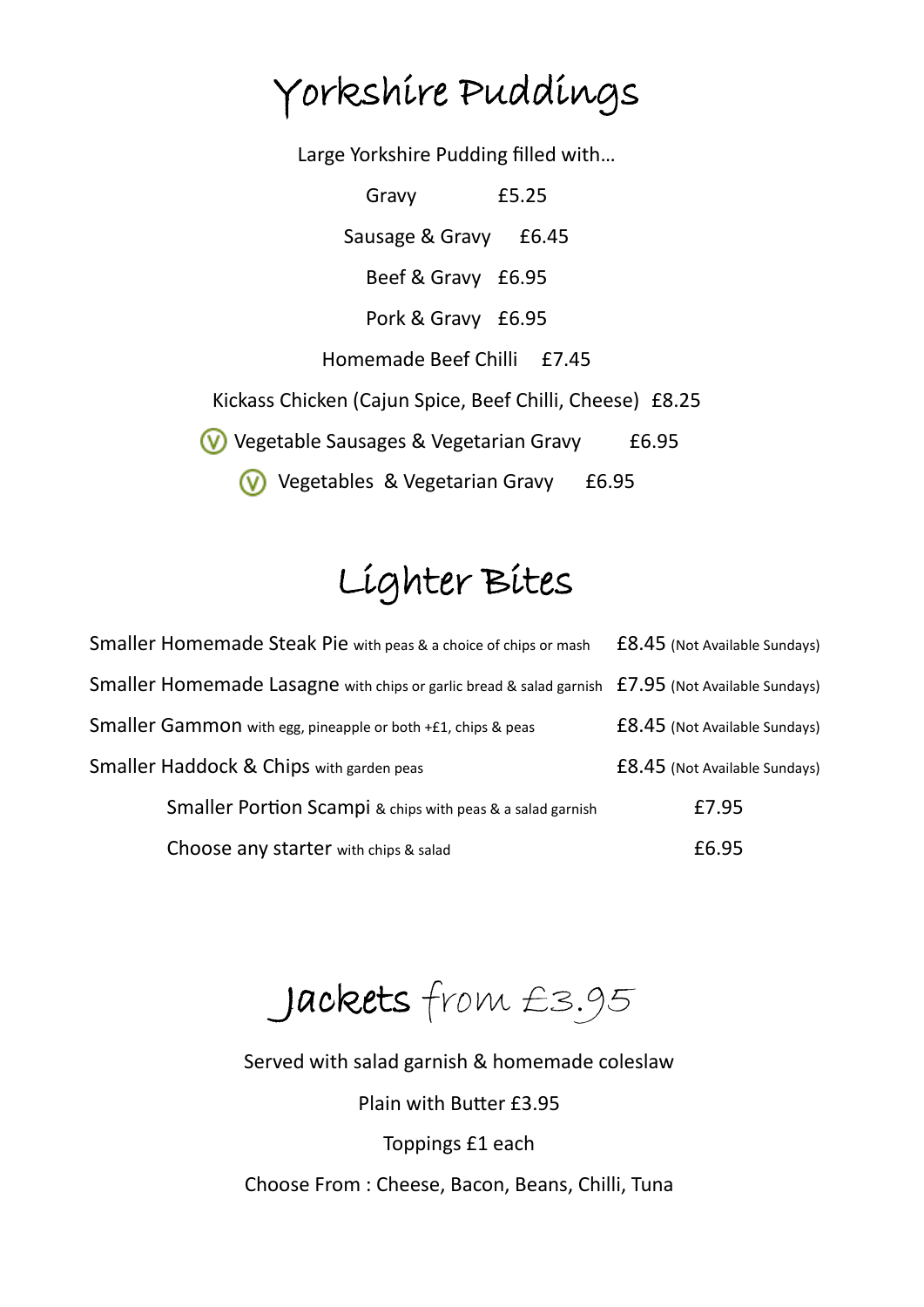# Yorkshire Puddings

Large Yorkshire Pudding filled with…

Gravy £5.25

Sausage & Gravy £6.45

Beef & Gravy £6.95

Pork & Gravy £6.95

Homemade Beef Chilli £7.45

Kickass Chicken (Cajun Spice, Beef Chilli, Cheese) £8.25

(V) Vegetable Sausages & Vegetarian Gravy £6.95

(V) Vegetables & Vegetarian Gravy £6.95

# Lighter Bites

| Item | Price |
| --- | --- |
| Smaller Homemade Steak Pie with peas & a choice of chips or mash | £8.45 (Not Available Sundays) |
| Smaller Homemade Lasagne with chips or garlic bread & salad garnish | £7.95 (Not Available Sundays) |
| Smaller Gammon with egg, pineapple or both +£1, chips & peas | £8.45 (Not Available Sundays) |
| Smaller Haddock & Chips with garden peas | £8.45 (Not Available Sundays) |
| Smaller Portion Scampi & chips with peas & a salad garnish | £7.95 |
| Choose any starter with chips & salad | £6.95 |

# Jackets from £3.95

Served with salad garnish & homemade coleslaw

Plain with Butter £3.95

Toppings £1 each

Choose From : Cheese, Bacon, Beans, Chilli, Tuna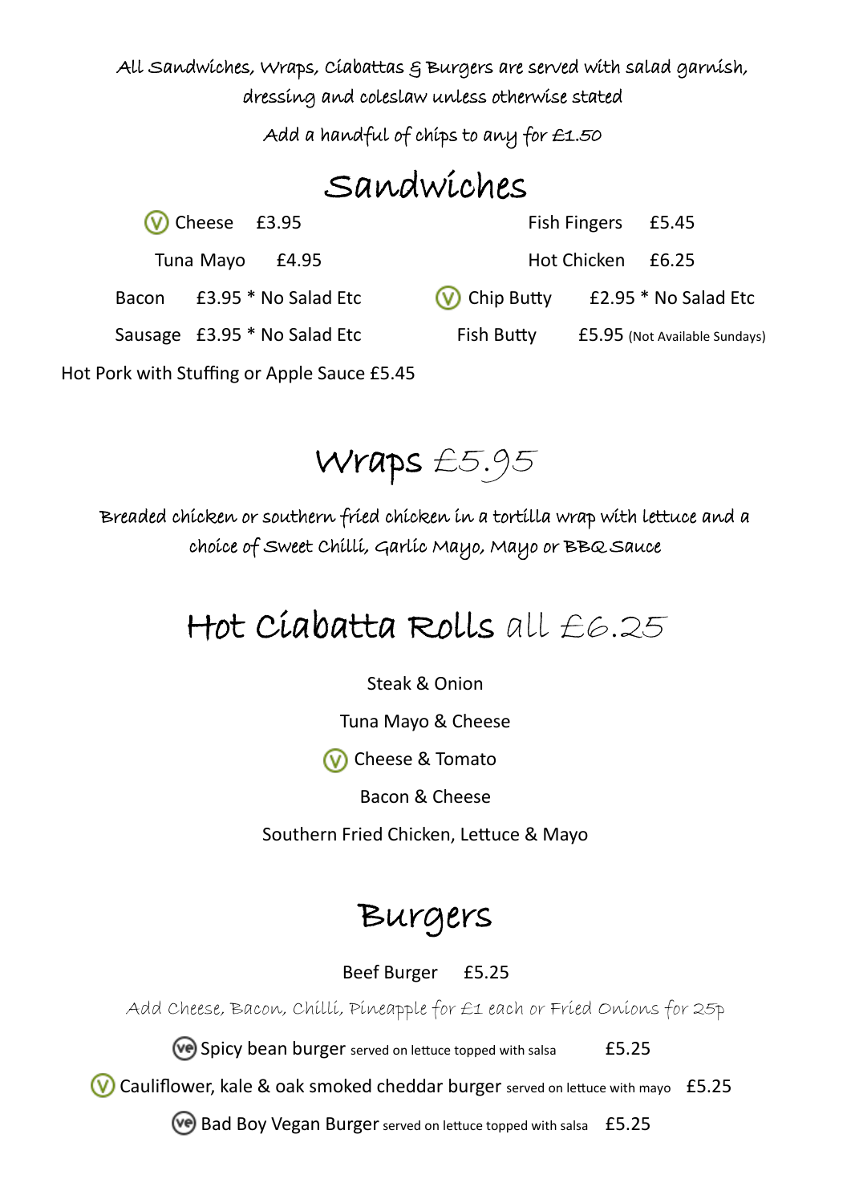*All Sandwiches, Wraps, Ciabattas & Burgers are served with salad garnish, dressing and coleslaw unless otherwise stated*

*Add a handful of chips to any for £1.50*

# Sandwiches

(V) Cheese £3.95

Tuna Mayo £4.95

Bacon £3.95 * No Salad Etc

Sausage £3.95 * No Salad Etc

Hot Pork with Stuffing or Apple Sauce £5.45

Fish Fingers £5.45

Hot Chicken £6.25

(V) Chip Butty £2.95 * No Salad Etc

Fish Butty £5.95 (Not Available Sundays)

# Wraps £5.95

*Breaded chicken or southern fried chicken in a tortilla wrap with lettuce and a choice of Sweet Chilli, Garlic Mayo, Mayo or BBQ Sauce*

# Hot Ciabatta Rolls all £6.25

Steak & Onion

Tuna Mayo & Cheese

(V) Cheese & Tomato

Bacon & Cheese

Southern Fried Chicken, Lettuce & Mayo

# Burgers

Beef Burger £5.25

*Add Cheese, Bacon, Chilli, Pineapple for £1 each or Fried Onions for 25p*

(VE) Spicy bean burger served on lettuce topped with salsa £5.25

(V) Cauliflower, kale & oak smoked cheddar burger served on lettuce with mayo £5.25

(VE) Bad Boy Vegan Burger served on lettuce topped with salsa £5.25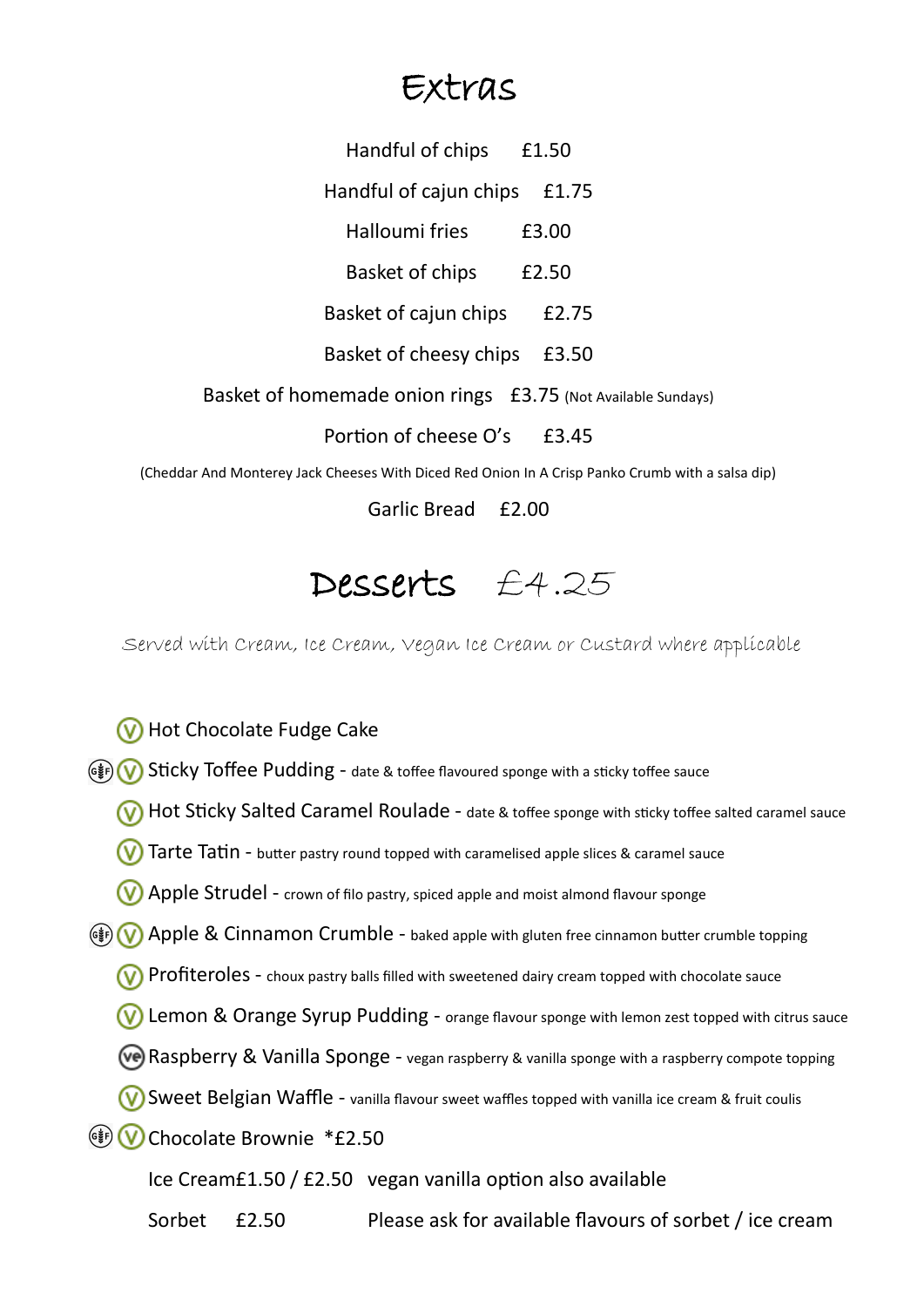# Extras

Handful of chips £1.50

Handful of cajun chips £1.75

Halloumi fries £3.00

Basket of chips £2.50

Basket of cajun chips £2.75

Basket of cheesy chips £3.50

Basket of homemade onion rings £3.75 (Not Available Sundays)

Portion of cheese O's £3.45

(Cheddar And Monterey Jack Cheeses With Diced Red Onion In A Crisp Panko Crumb with a salsa dip)

Garlic Bread £2.00

# Desserts £4.25

*Served with Cream, Ice Cream, Vegan Ice Cream or Custard where applicable*

(V) Hot Chocolate Fudge Cake

(GF) (V) Sticky Toffee Pudding - date & toffee flavoured sponge with a sticky toffee sauce

(V) Hot Sticky Salted Caramel Roulade - date & toffee sponge with sticky toffee salted caramel sauce

(V) Tarte Tatin - butter pastry round topped with caramelised apple slices & caramel sauce

(V) Apple Strudel - crown of filo pastry, spiced apple and moist almond flavour sponge

(GF) (V) Apple & Cinnamon Crumble - baked apple with gluten free cinnamon butter crumble topping

(V) Profiteroles - choux pastry balls filled with sweetened dairy cream topped with chocolate sauce

(V) Lemon & Orange Syrup Pudding - orange flavour sponge with lemon zest topped with citrus sauce

(VE) Raspberry & Vanilla Sponge - vegan raspberry & vanilla sponge with a raspberry compote topping

(V) Sweet Belgian Waffle - vanilla flavour sweet waffles topped with vanilla ice cream & fruit coulis

(GF) (V) Chocolate Brownie *£2.50

Ice Cream£1.50 / £2.50 vegan vanilla option also available

Sorbet £2.50 Please ask for available flavours of sorbet / ice cream